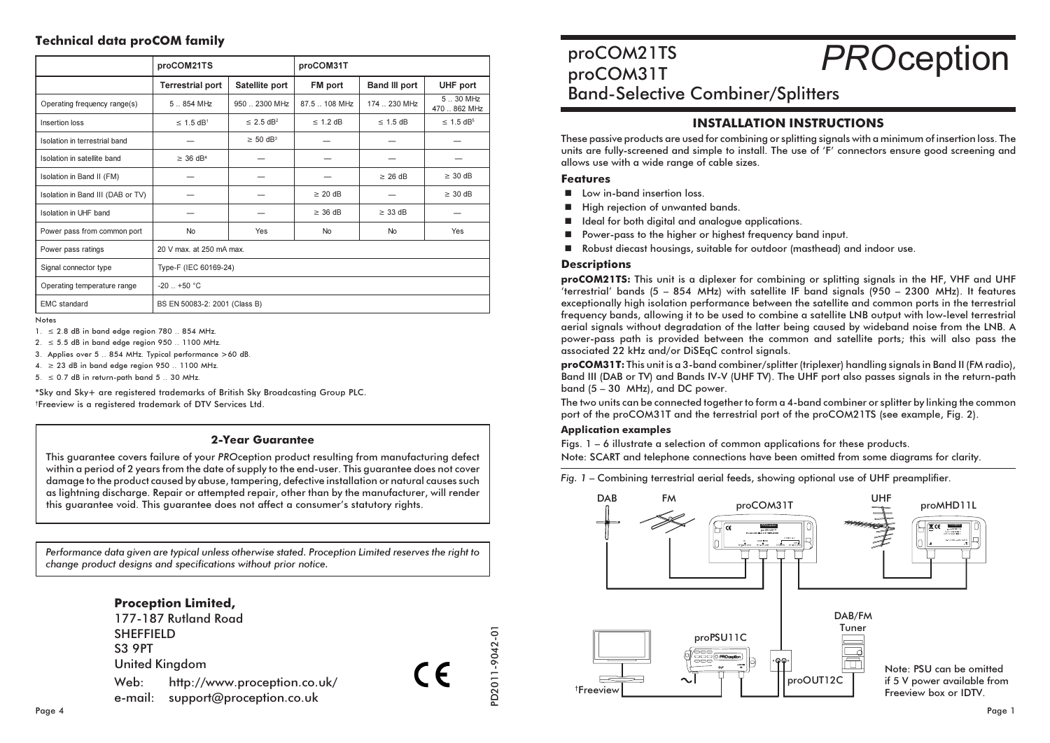## Technical data proCOM family

| | proCOM21TS | | proCOM31T | | |
|---|---|---|---|---|---|
| | Terrestrial port | Satellite port | FM port | Band III port | UHF port |
| Operating frequency range(s) | 5 .. 854 MHz | 950 .. 2300 MHz | 87.5 .. 108 MHz | 174 .. 230 MHz | 5 .. 30 MHz 470 .. 862 MHz |
| Insertion loss | ≤ 1.5 dB[1] | ≤ 2.5 dB[2] | ≤ 1.2 dB | ≤ 1.5 dB | ≤ 1.5 dB[5] |
| Isolation in terrestrial band | — | ≥ 50 dB[3] | — | — | — |
| Isolation in satellite band | ≥ 36 dB[4] | — | — | — | — |
| Isolation in Band II (FM) | — | — | — | ≥ 26 dB | ≥ 30 dB |
| Isolation in Band III (DAB or TV) | — | — | ≥ 20 dB | — | ≥ 30 dB |
| Isolation in UHF band | — | — | ≥ 36 dB | ≥ 33 dB | — |
| Power pass from common port | No | Yes | No | No | Yes |
| Power pass ratings | 20 V max. at 250 mA max. | | | | |
| Signal connector type | Type-F (IEC 60169-24) | | | | |
| Operating temperature range | -20 .. +50 °C | | | | |
| EMC standard | BS EN 50083-2: 2001 (Class B) | | | | |

Notes

1. ≤ 2.8 dB in band edge region 780 .. 854 MHz.
2. ≤ 5.5 dB in band edge region 950 .. 1100 MHz.
3. Applies over 5 .. 854 MHz. Typical performance >60 dB.
4. ≥ 23 dB in band edge region 950 .. 1100 MHz.
5. ≤ 0.7 dB in return-path band 5 .. 30 MHz.

*Sky and Sky+ are registered trademarks of British Sky Broadcasting Group PLC.
†Freeview is a registered trademark of DTV Services Ltd.

### 2-Year Guarantee

This guarantee covers failure of your *PRO*ception product resulting from manufacturing defect within a period of 2 years from the date of supply to the end-user. This guarantee does not cover damage to the product caused by abuse, tampering, defective installation or natural causes such as lightning discharge. Repair or attempted repair, other than by the manufacturer, will render this guarantee void. This guarantee does not affect a consumer's statutory rights.

*Performance data given are typical unless otherwise stated. Proception Limited reserves the right to change product designs and specifications without prior notice.*

**Proception Limited,**
177-187 Rutland Road
SHEFFIELD
S3 9PT
United Kingdom
Web: http://www.proception.co.uk/
e-mail: support@proception.co.uk

CE

PD2011-9042-01

# proCOM21TS proCOM31T Band-Selective Combiner/Splitters

*PRO*ception

## INSTALLATION INSTRUCTIONS

These passive products are used for combining or splitting signals with a minimum of insertion loss. The units are fully-screened and simple to install. The use of 'F' connectors ensure good screening and allows use with a wide range of cable sizes.

### Features

- Low in-band insertion loss.
- High rejection of unwanted bands.
- Ideal for both digital and analogue applications.
- Power-pass to the higher or highest frequency band input.
- Robust diecast housings, suitable for outdoor (masthead) and indoor use.

### Descriptions

**proCOM21TS:** This unit is a diplexer for combining or splitting signals in the HF, VHF and UHF 'terrestrial' bands (5 – 854 MHz) with satellite IF band signals (950 – 2300 MHz). It features exceptionally high isolation performance between the satellite and common ports in the terrestrial frequency bands, allowing it to be used to combine a satellite LNB output with low-level terrestrial aerial signals without degradation of the latter being caused by wideband noise from the LNB. A power-pass path is provided between the common and satellite ports; this will also pass the associated 22 kHz and/or DiSEqC control signals.

**proCOM31T:** This unit is a 3-band combiner/splitter (triplexer) handling signals in Band II (FM radio), Band III (DAB or TV) and Bands IV-V (UHF TV). The UHF port also passes signals in the return-path band (5 – 30 MHz), and DC power.

The two units can be connected together to form a 4-band combiner or splitter by linking the common port of the proCOM31T and the terrestrial port of the proCOM21TS (see example, Fig. 2).

#### Application examples

Figs. 1 – 6 illustrate a selection of common applications for these products.

Note: SCART and telephone connections have been omitted from some diagrams for clarity.

*Fig. 1* – Combining terrestrial aerial feeds, showing optional use of UHF preamplifier.

DAB
FM
proCOM31T
UHF
proMHD11L
DAB/FM Tuner
proPSU11C
proOUT12C
†Freeview

Note: PSU can be omitted if 5 V power available from Freeview box or IDTV.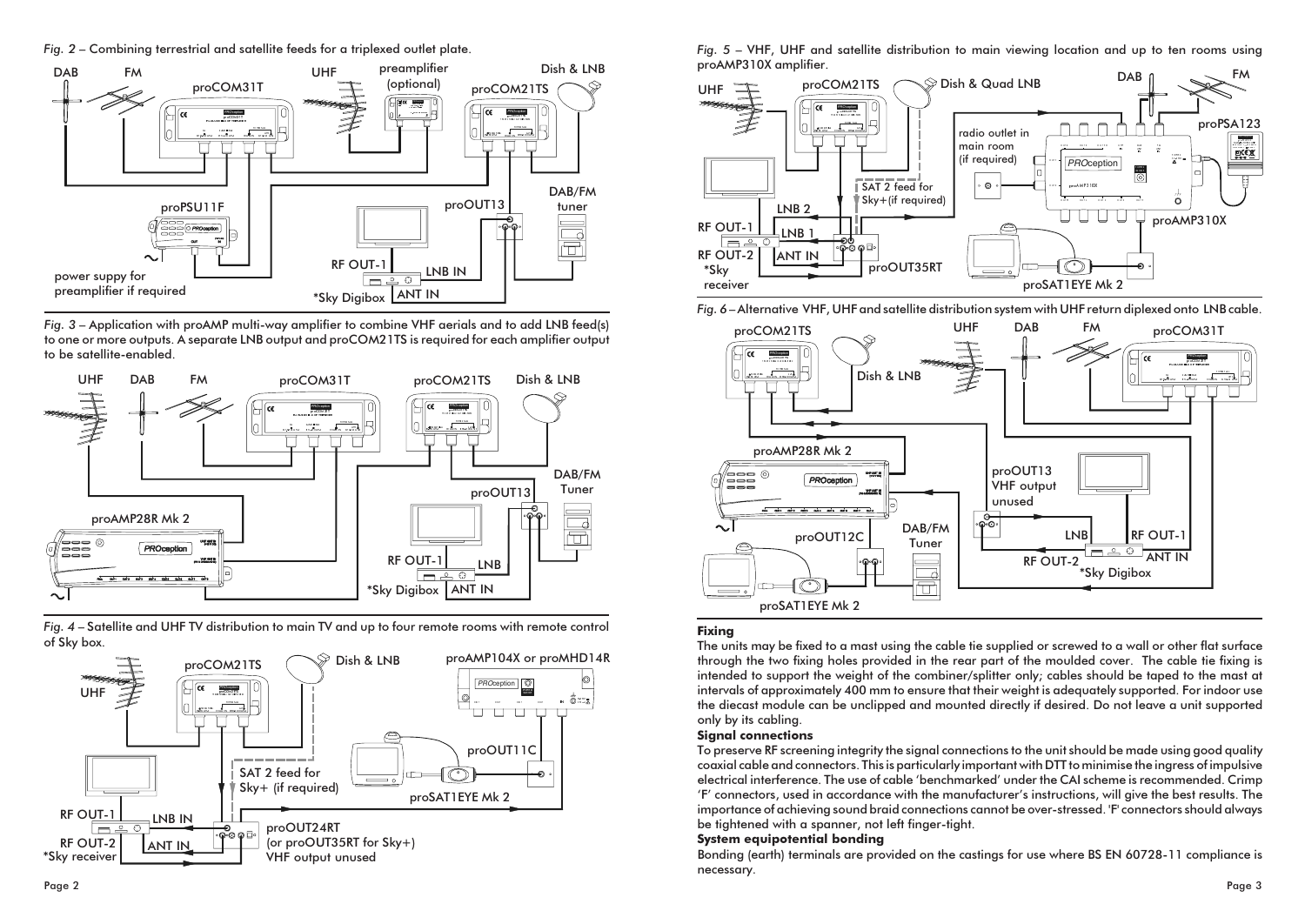*Fig. 2* – Combining terrestrial and satellite feeds for a triplexed outlet plate.

DAB
FM
UHF
preamplifier (optional)
Dish & LNB
proCOM31T
proCOM21TS
proPSU11F
proOUT13
DAB/FM tuner
power suppy for preamplifier if required
RF OUT-1
LNB IN
ANT IN
*Sky Digibox

*Fig. 3* – Application with proAMP multi-way amplifier to combine VHF aerials and to add LNB feed(s) to one or more outputs. A separate LNB output and proCOM21TS is required for each amplifier output to be satellite-enabled.

UHF
DAB
FM
proCOM31T
proCOM21TS
Dish & LNB
DAB/FM Tuner
proOUT13
proAMP28R Mk 2
RF OUT-1
LNB
*Sky Digibox
ANT IN

*Fig. 4* – Satellite and UHF TV distribution to main TV and up to four remote rooms with remote control of Sky box.

proCOM21TS
Dish & LNB
proAMP104X or proMHD14R
UHF
proOUT11C
SAT 2 feed for Sky+ (if required)
proSAT1EYE Mk 2
RF OUT-1
LNB IN
RF OUT-2
ANT IN
*Sky receiver
proOUT24RT (or proOUT35RT for Sky+) VHF output unused

*Fig. 5* – VHF, UHF and satellite distribution to main viewing location and up to ten rooms using proAMP310X amplifier.

UHF
proCOM21TS
Dish & Quad LNB
DAB
FM
proPSA123
radio outlet in main room (if required)
SAT 2 feed for Sky+(if required)
LNB 2
LNB 1
RF OUT-1
RF OUT-2
ANT IN
*Sky receiver
proOUT35RT
proAMP310X
proSAT1EYE Mk 2

*Fig. 6* – Alternative VHF, UHF and satellite distribution system with UHF return diplexed onto LNB cable.

proCOM21TS
UHF
DAB
FM
proCOM31T
Dish & LNB
proAMP28R Mk 2
proOUT13 VHF output unused
proOUT12C
DAB/FM Tuner
LNB
RF OUT-1
RF OUT-2
ANT IN
*Sky Digibox
proSAT1EYE Mk 2

**Fixing**

The units may be fixed to a mast using the cable tie supplied or screwed to a wall or other flat surface through the two fixing holes provided in the rear part of the moulded cover. The cable tie fixing is intended to support the weight of the combiner/splitter only; cables should be taped to the mast at intervals of approximately 400 mm to ensure that their weight is adequately supported. For indoor use the diecast module can be unclipped and mounted directly if desired. Do not leave a unit supported only by its cabling.

**Signal connections**

To preserve RF screening integrity the signal connections to the unit should be made using good quality coaxial cable and connectors. This is particularly important with DTT to minimise the ingress of impulsive electrical interference. The use of cable 'benchmarked' under the CAI scheme is recommended. Crimp 'F' connectors, used in accordance with the manufacturer's instructions, will give the best results. The importance of achieving sound braid connections cannot be over-stressed. 'F' connectors should always be tightened with a spanner, not left finger-tight.

**System equipotential bonding**

Bonding (earth) terminals are provided on the castings for use where BS EN 60728-11 compliance is necessary.